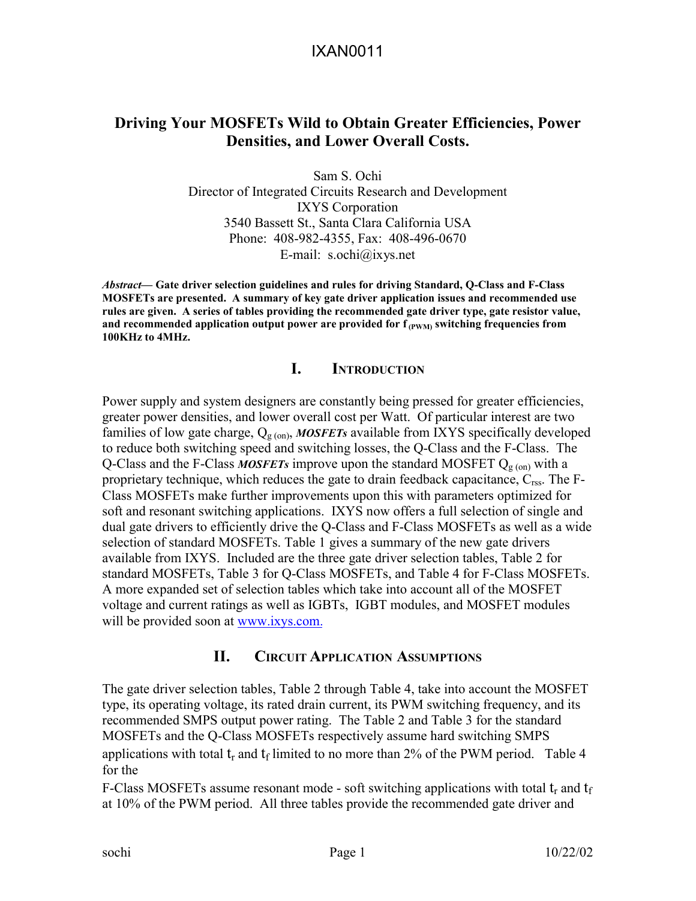# Driving Your MOSFETs Wild to Obtain Greater Efficiencies, Power Densities, and Lower Overall Costs.

Sam S. Ochi
Director of Integrated Circuits Research and Development
IXYS Corporation
3540 Bassett St., Santa Clara California USA
Phone: 408-982-4355, Fax: 408-496-0670
E-mail: s.ochi@ixys.net

***Abstract—*** **Gate driver selection guidelines and rules for driving Standard, Q-Class and F-Class MOSFETs are presented. A summary of key gate driver application issues and recommended use rules are given. A series of tables providing the recommended gate driver type, gate resistor value, and recommended application output power are provided for $f_{(PWM)}$ switching frequencies from 100KHz to 4MHz.**

## I. Introduction

Power supply and system designers are constantly being pressed for greater efficiencies, greater power densities, and lower overall cost per Watt. Of particular interest are two families of low gate charge, $Q_{g\,(on)}$, ***MOSFETs*** available from IXYS specifically developed to reduce both switching speed and switching losses, the Q-Class and the F-Class. The Q-Class and the F-Class ***MOSFETs*** improve upon the standard MOSFET $Q_{g\,(on)}$ with a proprietary technique, which reduces the gate to drain feedback capacitance, $C_{rss}$. The F-Class MOSFETs make further improvements upon this with parameters optimized for soft and resonant switching applications. IXYS now offers a full selection of single and dual gate drivers to efficiently drive the Q-Class and F-Class MOSFETs as well as a wide selection of standard MOSFETs. Table 1 gives a summary of the new gate drivers available from IXYS. Included are the three gate driver selection tables, Table 2 for standard MOSFETs, Table 3 for Q-Class MOSFETs, and Table 4 for F-Class MOSFETs. A more expanded set of selection tables which take into account all of the MOSFET voltage and current ratings as well as IGBTs, IGBT modules, and MOSFET modules will be provided soon at www.ixys.com.

## II. Circuit Application Assumptions

The gate driver selection tables, Table 2 through Table 4, take into account the MOSFET type, its operating voltage, its rated drain current, its PWM switching frequency, and its recommended SMPS output power rating. The Table 2 and Table 3 for the standard MOSFETs and the Q-Class MOSFETs respectively assume hard switching SMPS applications with total $t_r$ and $t_f$ limited to no more than 2% of the PWM period. Table 4 for the F-Class MOSFETs assume resonant mode - soft switching applications with total $t_r$ and $t_f$ at 10% of the PWM period. All three tables provide the recommended gate driver and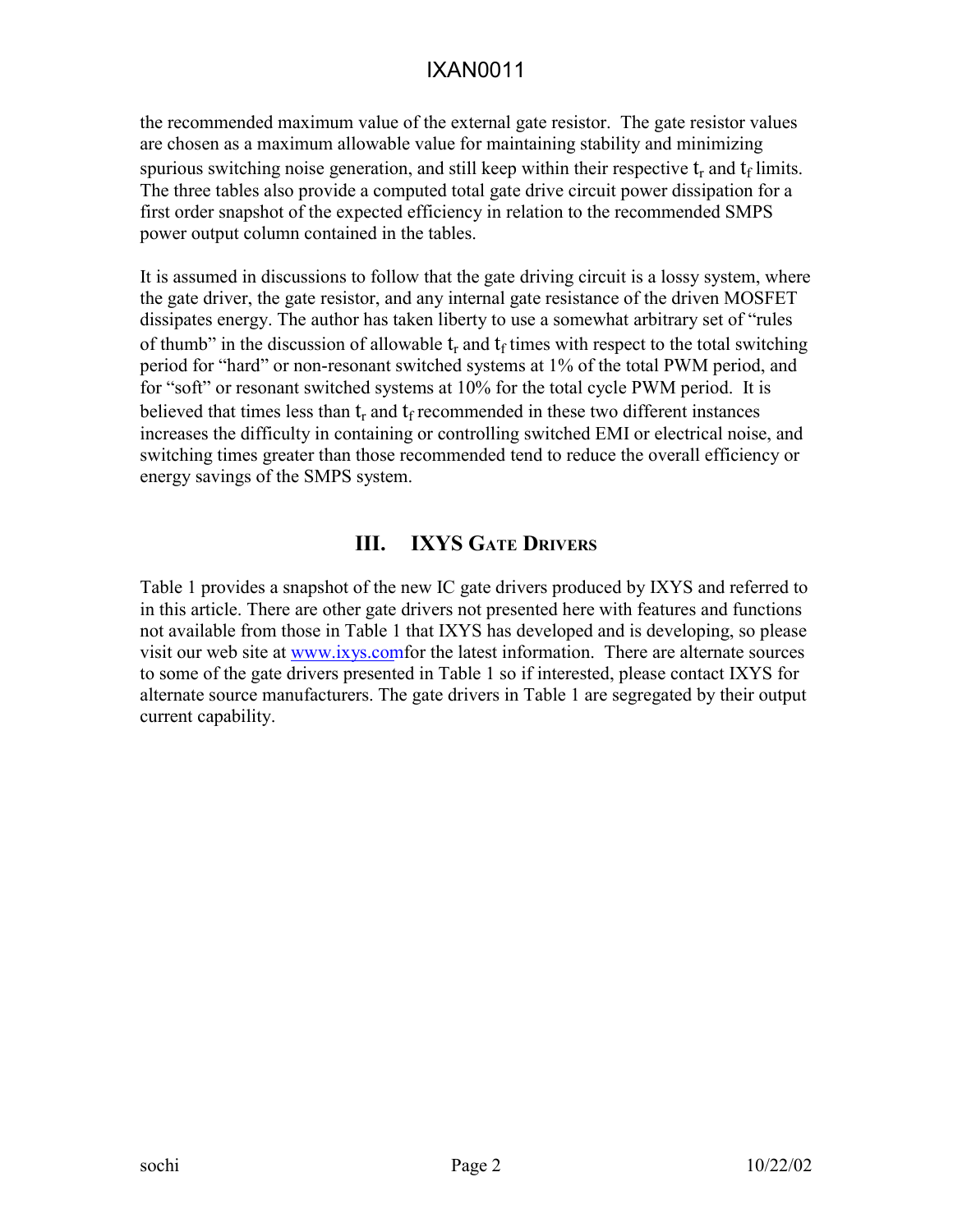the recommended maximum value of the external gate resistor. The gate resistor values are chosen as a maximum allowable value for maintaining stability and minimizing spurious switching noise generation, and still keep within their respective $t_r$ and $t_f$ limits. The three tables also provide a computed total gate drive circuit power dissipation for a first order snapshot of the expected efficiency in relation to the recommended SMPS power output column contained in the tables.

It is assumed in discussions to follow that the gate driving circuit is a lossy system, where the gate driver, the gate resistor, and any internal gate resistance of the driven MOSFET dissipates energy. The author has taken liberty to use a somewhat arbitrary set of "rules of thumb" in the discussion of allowable $t_r$ and $t_f$ times with respect to the total switching period for "hard" or non-resonant switched systems at 1% of the total PWM period, and for "soft" or resonant switched systems at 10% for the total cycle PWM period. It is believed that times less than $t_r$ and $t_f$ recommended in these two different instances increases the difficulty in containing or controlling switched EMI or electrical noise, and switching times greater than those recommended tend to reduce the overall efficiency or energy savings of the SMPS system.

## III. IXYS GATE DRIVERS

Table 1 provides a snapshot of the new IC gate drivers produced by IXYS and referred to in this article. There are other gate drivers not presented here with features and functions not available from those in Table 1 that IXYS has developed and is developing, so please visit our web site at www.ixys.comfor the latest information. There are alternate sources to some of the gate drivers presented in Table 1 so if interested, please contact IXYS for alternate source manufacturers. The gate drivers in Table 1 are segregated by their output current capability.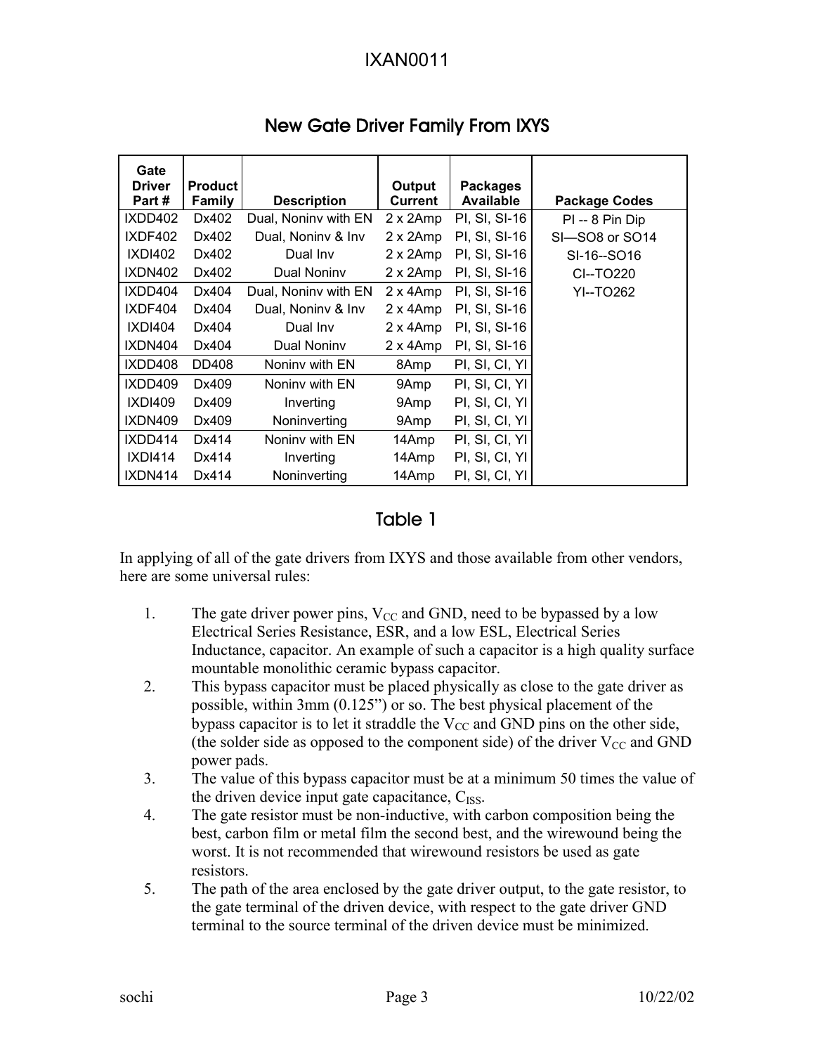## New Gate Driver Family From IXYS

| Gate Driver Part # | Product Family | Description | Output Current | Packages Available | Package Codes |
|---|---|---|---|---|---|
| IXDD402 | Dx402 | Dual, Noninv with EN | 2 x 2Amp | PI, SI, SI-16 | PI -- 8 Pin Dip |
| IXDF402 | Dx402 | Dual, Noninv & Inv | 2 x 2Amp | PI, SI, SI-16 | SI—SO8 or SO14 |
| IXDI402 | Dx402 | Dual Inv | 2 x 2Amp | PI, SI, SI-16 | SI-16--SO16 |
| IXDN402 | Dx402 | Dual Noninv | 2 x 2Amp | PI, SI, SI-16 | CI--TO220 |
| IXDD404 | Dx404 | Dual, Noninv with EN | 2 x 4Amp | PI, SI, SI-16 | YI--TO262 |
| IXDF404 | Dx404 | Dual, Noninv & Inv | 2 x 4Amp | PI, SI, SI-16 | |
| IXDI404 | Dx404 | Dual Inv | 2 x 4Amp | PI, SI, SI-16 | |
| IXDN404 | Dx404 | Dual Noninv | 2 x 4Amp | PI, SI, SI-16 | |
| IXDD408 | DD408 | Noninv with EN | 8Amp | PI, SI, CI, YI | |
| IXDD409 | Dx409 | Noninv with EN | 9Amp | PI, SI, CI, YI | |
| IXDI409 | Dx409 | Inverting | 9Amp | PI, SI, CI, YI | |
| IXDN409 | Dx409 | Noninverting | 9Amp | PI, SI, CI, YI | |
| IXDD414 | Dx414 | Noninv with EN | 14Amp | PI, SI, CI, YI | |
| IXDI414 | Dx414 | Inverting | 14Amp | PI, SI, CI, YI | |
| IXDN414 | Dx414 | Noninverting | 14Amp | PI, SI, CI, YI | |

Table 1

In applying of all of the gate drivers from IXYS and those available from other vendors, here are some universal rules:

1. The gate driver power pins, $V_{CC}$ and GND, need to be bypassed by a low Electrical Series Resistance, ESR, and a low ESL, Electrical Series Inductance, capacitor. An example of such a capacitor is a high quality surface mountable monolithic ceramic bypass capacitor.
2. This bypass capacitor must be placed physically as close to the gate driver as possible, within 3mm (0.125") or so. The best physical placement of the bypass capacitor is to let it straddle the $V_{CC}$ and GND pins on the other side, (the solder side as opposed to the component side) of the driver $V_{CC}$ and GND power pads.
3. The value of this bypass capacitor must be at a minimum 50 times the value of the driven device input gate capacitance, $C_{ISS}$.
4. The gate resistor must be non-inductive, with carbon composition being the best, carbon film or metal film the second best, and the wirewound being the worst. It is not recommended that wirewound resistors be used as gate resistors.
5. The path of the area enclosed by the gate driver output, to the gate resistor, to the gate terminal of the driven device, with respect to the gate driver GND terminal to the source terminal of the driven device must be minimized.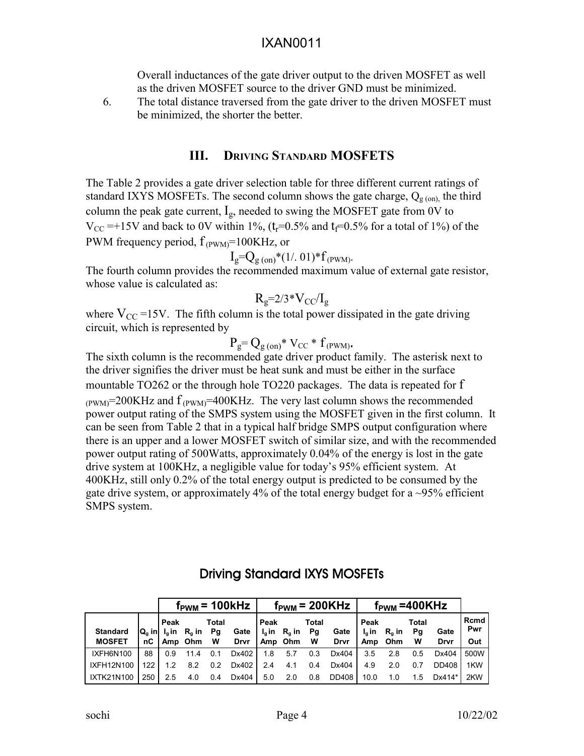Overall inductances of the gate driver output to the driven MOSFET as well as the driven MOSFET source to the driver GND must be minimized.

6. The total distance traversed from the gate driver to the driven MOSFET must be minimized, the shorter the better.

## III. Driving Standard MOSFETS

The Table 2 provides a gate driver selection table for three different current ratings of standard IXYS MOSFETs. The second column shows the gate charge, $Q_{g\,(on)}$, the third column the peak gate current, $I_g$, needed to swing the MOSFET gate from 0V to $V_{CC}$ =+15V and back to 0V within 1%, ($t_r$=0.5% and $t_f$=0.5% for a total of 1%) of the PWM frequency period, $f_{(PWM)}$=100KHz, or

$$I_g=Q_{g\,(on)}*(1/.01)*f_{(PWM)}.$$

The fourth column provides the recommended maximum value of external gate resistor, whose value is calculated as:

$$R_g=2/3*V_{CC}/I_g$$

where $V_{CC}$ =15V. The fifth column is the total power dissipated in the gate driving circuit, which is represented by

$$P_g= Q_{g\,(on)}* V_{CC} * f_{(PWM)}.$$

The sixth column is the recommended gate driver product family. The asterisk next to the driver signifies the driver must be heat sunk and must be either in the surface mountable TO262 or the through hole TO220 packages. The data is repeated for $f_{(PWM)}$=200KHz and $f_{(PWM)}$=400KHz. The very last column shows the recommended power output rating of the SMPS system using the MOSFET given in the first column. It can be seen from Table 2 that in a typical half bridge SMPS output configuration where there is an upper and a lower MOSFET switch of similar size, and with the recommended power output rating of 500Watts, approximately 0.04% of the energy is lost in the gate drive system at 100KHz, a negligible value for today's 95% efficient system. At 400KHz, still only 0.2% of the total energy output is predicted to be consumed by the gate drive system, or approximately 4% of the total energy budget for a ~95% efficient SMPS system.

### Driving Standard IXYS MOSFETs

| | | $f_{PWM}$ = 100kHz | | | | $f_{PWM}$ = 200KHz | | | | $f_{PWM}$ =400KHz | | | | |
|---|---|---|---|---|---|---|---|---|---|---|---|---|---|---|
| Standard MOSFET | $Q_g$ in nC | Peak $I_g$ in Amp | $R_g$ in Ohm | Total Pg W | Gate Drvr | Peak $I_g$ in Amp | $R_g$ in Ohm | Total Pg W | Gate Drvr | Peak $I_g$ in Amp | $R_g$ in Ohm | Total Pg W | Gate Drvr | Rcmd Pwr Out |
| IXFH6N100 | 88 | 0.9 | 11.4 | 0.1 | Dx402 | 1.8 | 5.7 | 0.3 | Dx404 | 3.5 | 2.8 | 0.5 | Dx404 | 500W |
| IXFH12N100 | 122 | 1.2 | 8.2 | 0.2 | Dx402 | 2.4 | 4.1 | 0.4 | Dx404 | 4.9 | 2.0 | 0.7 | DD408 | 1KW |
| IXTK21N100 | 250 | 2.5 | 4.0 | 0.4 | Dx404 | 5.0 | 2.0 | 0.8 | DD408 | 10.0 | 1.0 | 1.5 | Dx414* | 2KW |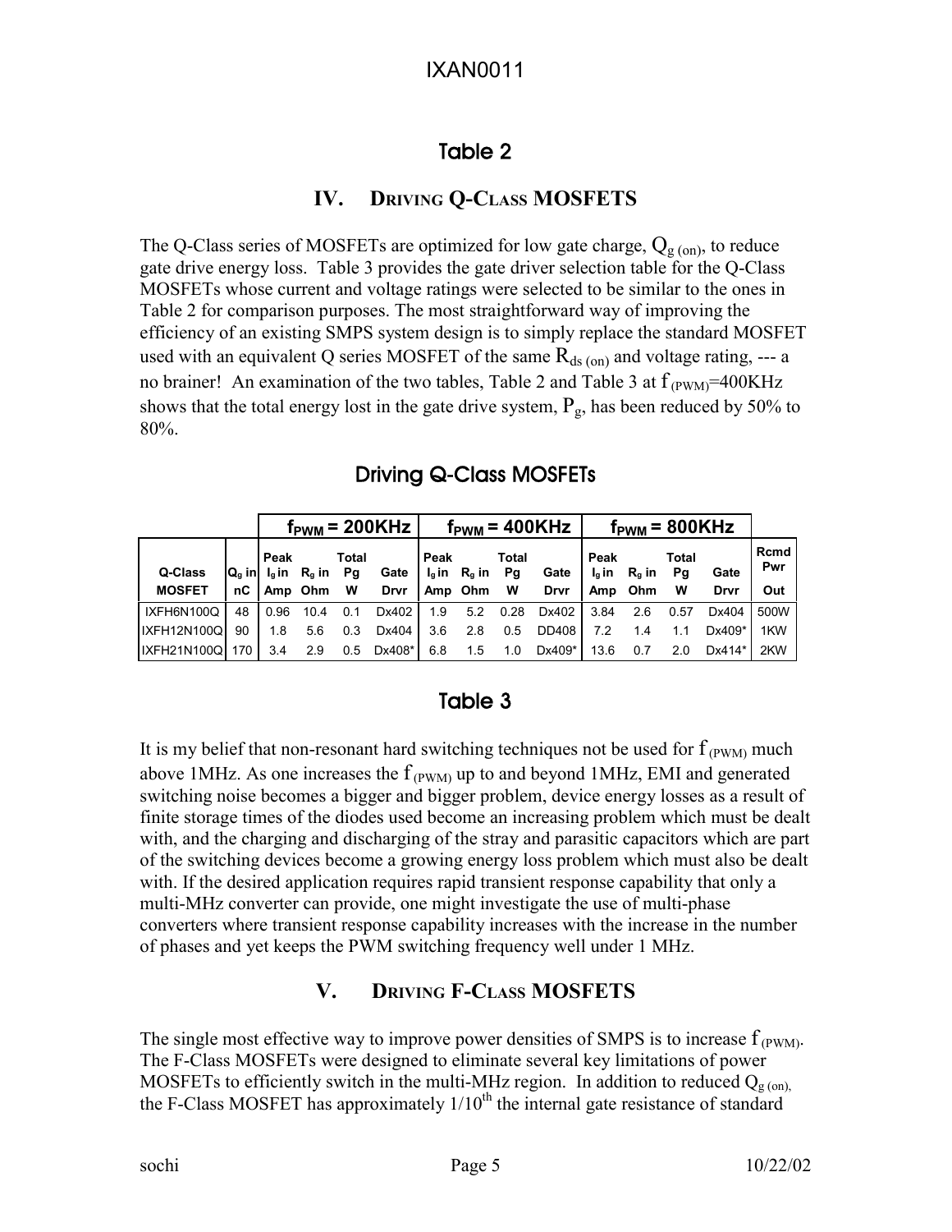## Table 2

## IV. Driving Q-Class MOSFETs

The Q-Class series of MOSFETs are optimized for low gate charge, $Q_{g\,(on)}$, to reduce gate drive energy loss. Table 3 provides the gate driver selection table for the Q-Class MOSFETs whose current and voltage ratings were selected to be similar to the ones in Table 2 for comparison purposes. The most straightforward way of improving the efficiency of an existing SMPS system design is to simply replace the standard MOSFET used with an equivalent Q series MOSFET of the same $R_{ds\,(on)}$ and voltage rating, --- a no brainer! An examination of the two tables, Table 2 and Table 3 at $f_{(PWM)}$=400KHz shows that the total energy lost in the gate drive system, $P_g$, has been reduced by 50% to 80%.

### Driving Q-Class MOSFETs

| | | $f_{PWM}$ = 200KHz | | | | $f_{PWM}$ = 400KHz | | | | $f_{PWM}$ = 800KHz | | | | |
|---|---|---|---|---|---|---|---|---|---|---|---|---|---|---|
| Q-Class MOSFET | $Q_g$ in nC | Peak $I_g$ in Amp | $R_g$ in Ohm | Total Pg W | Gate Drvr | Peak $I_g$ in Amp | $R_g$ in Ohm | Total Pg W | Gate Drvr | Peak $I_g$ in Amp | $R_g$ in Ohm | Total Pg W | Gate Drvr | Rcmd Pwr Out |
| IXFH6N100Q | 48 | 0.96 | 10.4 | 0.1 | Dx402 | 1.9 | 5.2 | 0.28 | Dx402 | 3.84 | 2.6 | 0.57 | Dx404 | 500W |
| IXFH12N100Q | 90 | 1.8 | 5.6 | 0.3 | Dx404 | 3.6 | 2.8 | 0.5 | DD408 | 7.2 | 1.4 | 1.1 | Dx409* | 1KW |
| IXFH21N100Q | 170 | 3.4 | 2.9 | 0.5 | Dx408* | 6.8 | 1.5 | 1.0 | Dx409* | 13.6 | 0.7 | 2.0 | Dx414* | 2KW |

## Table 3

It is my belief that non-resonant hard switching techniques not be used for $f_{(PWM)}$ much above 1MHz. As one increases the $f_{(PWM)}$ up to and beyond 1MHz, EMI and generated switching noise becomes a bigger and bigger problem, device energy losses as a result of finite storage times of the diodes used become an increasing problem which must be dealt with, and the charging and discharging of the stray and parasitic capacitors which are part of the switching devices become a growing energy loss problem which must also be dealt with. If the desired application requires rapid transient response capability that only a multi-MHz converter can provide, one might investigate the use of multi-phase converters where transient response capability increases with the increase in the number of phases and yet keeps the PWM switching frequency well under 1 MHz.

## V. Driving F-Class MOSFETs

The single most effective way to improve power densities of SMPS is to increase $f_{(PWM)}$. The F-Class MOSFETs were designed to eliminate several key limitations of power MOSFETs to efficiently switch in the multi-MHz region. In addition to reduced $Q_{g\,(on)}$, the F-Class MOSFET has approximately $1/10^{th}$ the internal gate resistance of standard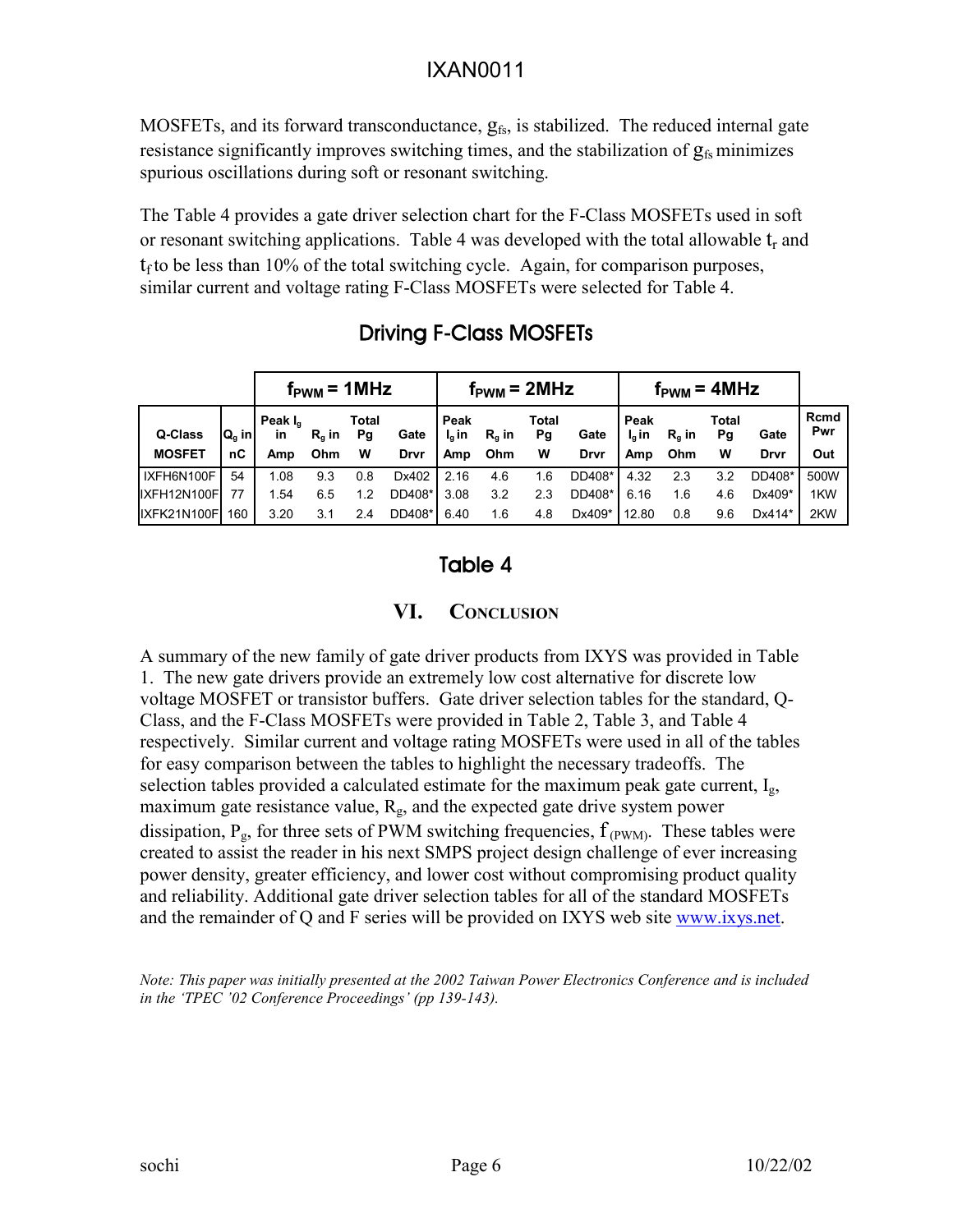MOSFETs, and its forward transconductance, $g_{fs}$, is stabilized. The reduced internal gate resistance significantly improves switching times, and the stabilization of $g_{fs}$ minimizes spurious oscillations during soft or resonant switching.

The Table 4 provides a gate driver selection chart for the F-Class MOSFETs used in soft or resonant switching applications. Table 4 was developed with the total allowable $t_r$ and $t_f$ to be less than 10% of the total switching cycle. Again, for comparison purposes, similar current and voltage rating F-Class MOSFETs were selected for Table 4.

## Driving F-Class MOSFETs

| | | $f_{PWM}$ = 1MHz | | | | $f_{PWM}$ = 2MHz | | | | $f_{PWM}$ = 4MHz | | | | |
|---|---|---|---|---|---|---|---|---|---|---|---|---|---|---|
| Q-Class MOSFET | $Q_g$ in nC | Peak $I_g$ in Amp | $R_g$ in Ohm | Total Pg W | Gate Drvr | Peak $I_g$ in Amp | $R_g$ in Ohm | Total Pg W | Gate Drvr | Peak $I_g$ in Amp | $R_g$ in Ohm | Total Pg W | Gate Drvr | Rcmd Pwr Out |
| IXFH6N100F | 54 | 1.08 | 9.3 | 0.8 | Dx402 | 2.16 | 4.6 | 1.6 | DD408* | 4.32 | 2.3 | 3.2 | DD408* | 500W |
| IXFH12N100F | 77 | 1.54 | 6.5 | 1.2 | DD408* | 3.08 | 3.2 | 2.3 | DD408* | 6.16 | 1.6 | 4.6 | Dx409* | 1KW |
| IXFK21N100F | 160 | 3.20 | 3.1 | 2.4 | DD408* | 6.40 | 1.6 | 4.8 | Dx409* | 12.80 | 0.8 | 9.6 | Dx414* | 2KW |

Table 4

## VI. Conclusion

A summary of the new family of gate driver products from IXYS was provided in Table 1. The new gate drivers provide an extremely low cost alternative for discrete low voltage MOSFET or transistor buffers. Gate driver selection tables for the standard, Q-Class, and the F-Class MOSFETs were provided in Table 2, Table 3, and Table 4 respectively. Similar current and voltage rating MOSFETs were used in all of the tables for easy comparison between the tables to highlight the necessary tradeoffs. The selection tables provided a calculated estimate for the maximum peak gate current, $I_g$, maximum gate resistance value, $R_g$, and the expected gate drive system power dissipation, $P_g$, for three sets of PWM switching frequencies, $f_{(PWM)}$. These tables were created to assist the reader in his next SMPS project design challenge of ever increasing power density, greater efficiency, and lower cost without compromising product quality and reliability. Additional gate driver selection tables for all of the standard MOSFETs and the remainder of Q and F series will be provided on IXYS web site www.ixys.net.

*Note: This paper was initially presented at the 2002 Taiwan Power Electronics Conference and is included in the 'TPEC '02 Conference Proceedings' (pp 139-143).*